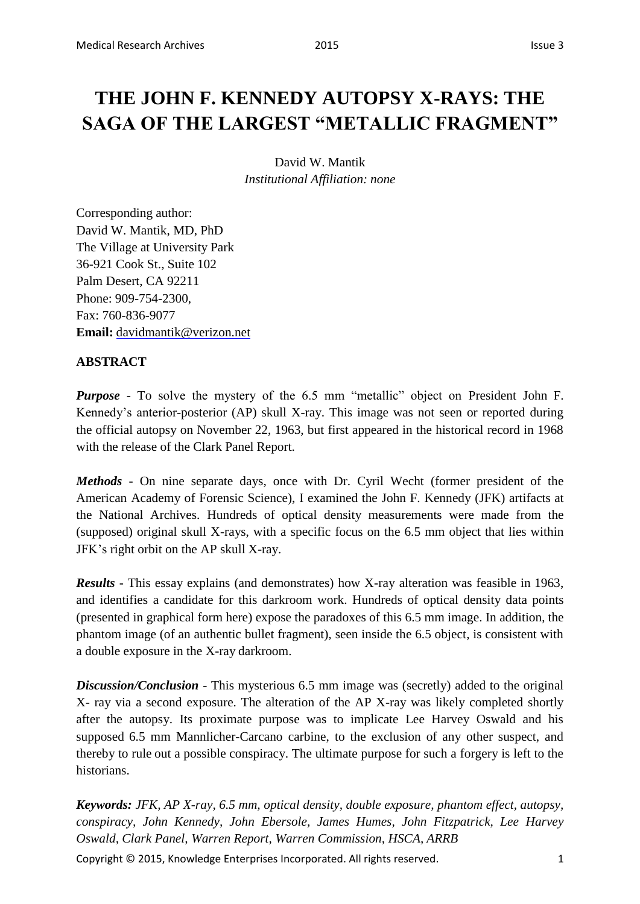# THE JOHN F. KENNEDY AUTOPSY X-RAYS: THE SAGA OF THE LARGEST "METALLIC FRAGMENT"

David W. Mantik
*Institutional Affiliation: none*

Corresponding author:
David W. Mantik, MD, PhD
The Village at University Park
36-921 Cook St., Suite 102
Palm Desert, CA 92211
Phone: 909-754-2300,
Fax: 760-836-9077
**Email:** davidmantik@verizon.net

**ABSTRACT**

***Purpose*** - To solve the mystery of the 6.5 mm "metallic" object on President John F. Kennedy's anterior-posterior (AP) skull X-ray. This image was not seen or reported during the official autopsy on November 22, 1963, but first appeared in the historical record in 1968 with the release of the Clark Panel Report.

***Methods*** - On nine separate days, once with Dr. Cyril Wecht (former president of the American Academy of Forensic Science), I examined the John F. Kennedy (JFK) artifacts at the National Archives. Hundreds of optical density measurements were made from the (supposed) original skull X-rays, with a specific focus on the 6.5 mm object that lies within JFK's right orbit on the AP skull X-ray.

***Results*** - This essay explains (and demonstrates) how X-ray alteration was feasible in 1963, and identifies a candidate for this darkroom work. Hundreds of optical density data points (presented in graphical form here) expose the paradoxes of this 6.5 mm image. In addition, the phantom image (of an authentic bullet fragment), seen inside the 6.5 object, is consistent with a double exposure in the X-ray darkroom.

***Discussion/Conclusion*** - This mysterious 6.5 mm image was (secretly) added to the original X- ray via a second exposure. The alteration of the AP X-ray was likely completed shortly after the autopsy. Its proximate purpose was to implicate Lee Harvey Oswald and his supposed 6.5 mm Mannlicher-Carcano carbine, to the exclusion of any other suspect, and thereby to rule out a possible conspiracy. The ultimate purpose for such a forgery is left to the historians.

***Keywords:*** *JFK, AP X-ray, 6.5 mm, optical density, double exposure, phantom effect, autopsy, conspiracy, John Kennedy, John Ebersole, James Humes, John Fitzpatrick, Lee Harvey Oswald, Clark Panel, Warren Report, Warren Commission, HSCA, ARRB*

Copyright © 2015, Knowledge Enterprises Incorporated. All rights reserved.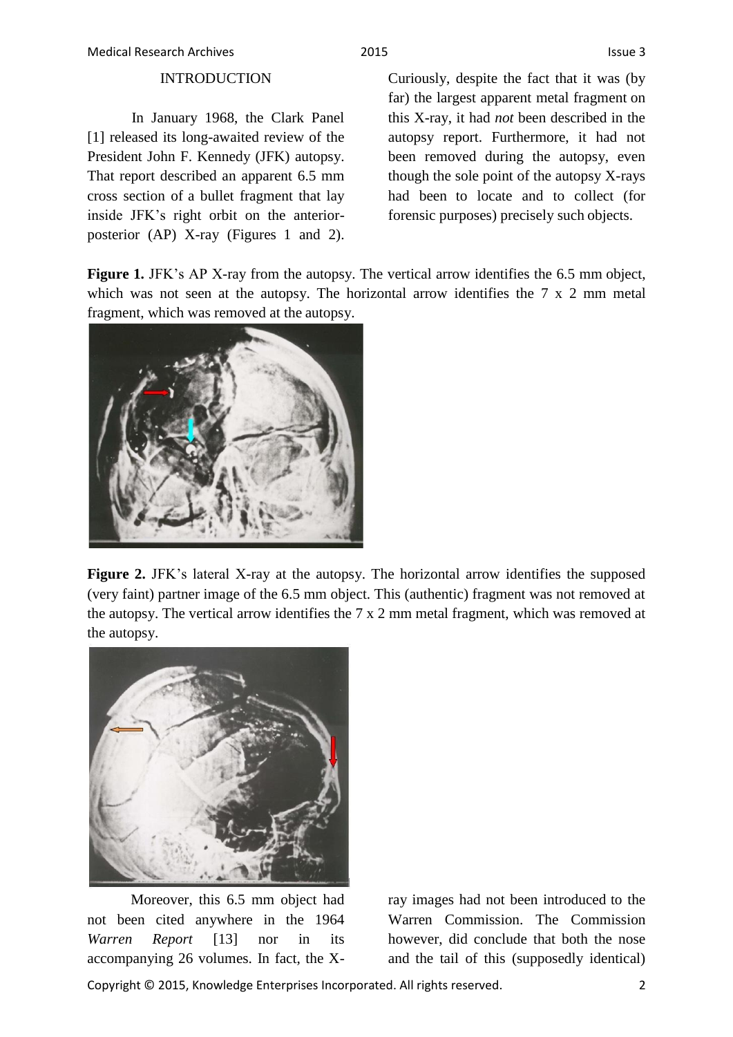## INTRODUCTION

In January 1968, the Clark Panel [1] released its long-awaited review of the President John F. Kennedy (JFK) autopsy. That report described an apparent 6.5 mm cross section of a bullet fragment that lay inside JFK's right orbit on the anterior-posterior (AP) X-ray (Figures 1 and 2). Curiously, despite the fact that it was (by far) the largest apparent metal fragment on this X-ray, it had *not* been described in the autopsy report. Furthermore, it had not been removed during the autopsy, even though the sole point of the autopsy X-rays had been to locate and to collect (for forensic purposes) precisely such objects.

**Figure 1.** JFK's AP X-ray from the autopsy. The vertical arrow identifies the 6.5 mm object, which was not seen at the autopsy. The horizontal arrow identifies the 7 x 2 mm metal fragment, which was removed at the autopsy.

**Figure 2.** JFK's lateral X-ray at the autopsy. The horizontal arrow identifies the supposed (very faint) partner image of the 6.5 mm object. This (authentic) fragment was not removed at the autopsy. The vertical arrow identifies the 7 x 2 mm metal fragment, which was removed at the autopsy.

Moreover, this 6.5 mm object had not been cited anywhere in the 1964 *Warren Report* [13] nor in its accompanying 26 volumes. In fact, the X-ray images had not been introduced to the Warren Commission. The Commission however, did conclude that both the nose and the tail of this (supposedly identical)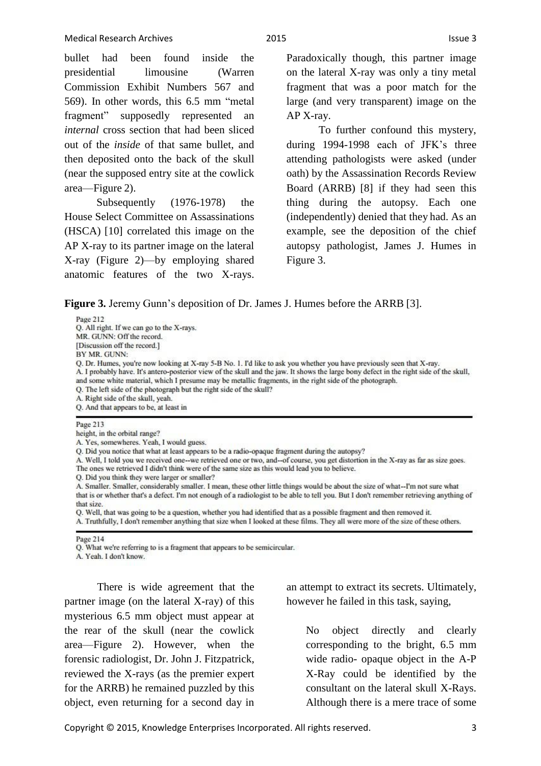bullet had been found inside the presidential limousine (Warren Commission Exhibit Numbers 567 and 569). In other words, this 6.5 mm "metal fragment" supposedly represented an *internal* cross section that had been sliced out of the *inside* of that same bullet, and then deposited onto the back of the skull (near the supposed entry site at the cowlick area—Figure 2).

Subsequently (1976-1978) the House Select Committee on Assassinations (HSCA) [10] correlated this image on the AP X-ray to its partner image on the lateral X-ray (Figure 2)—by employing shared anatomic features of the two X-rays. Paradoxically though, this partner image on the lateral X-ray was only a tiny metal fragment that was a poor match for the large (and very transparent) image on the AP X-ray.

To further confound this mystery, during 1994-1998 each of JFK's three attending pathologists were asked (under oath) by the Assassination Records Review Board (ARRB) [8] if they had seen this thing during the autopsy. Each one (independently) denied that they had. As an example, see the deposition of the chief autopsy pathologist, James J. Humes in Figure 3.

**Figure 3.** Jeremy Gunn's deposition of Dr. James J. Humes before the ARRB [3].

Page 212

Q. All right. If we can go to the X-rays.
MR. GUNN: Off the record.
[Discussion off the record.]
BY MR. GUNN:
Q. Dr. Humes, you're now looking at X-ray 5-B No. 1. I'd like to ask you whether you have previously seen that X-ray.
A. I probably have. It's antero-posterior view of the skull and the jaw. It shows the large bony defect in the right side of the skull, and some white material, which I presume may be metallic fragments, in the right side of the photograph.
Q. The left side of the photograph but the right side of the skull?
A. Right side of the skull, yeah.
Q. And that appears to be, at least in

Page 213

height, in the orbital range?
A. Yes, somewheres. Yeah, I would guess.
Q. Did you notice that what at least appears to be a radio-opaque fragment during the autopsy?
A. Well, I told you we received one--we retrieved one or two, and--of course, you get distortion in the X-ray as far as size goes. The ones we retrieved I didn't think were of the same size as this would lead you to believe.
Q. Did you think they were larger or smaller?
A. Smaller. Smaller, considerably smaller. I mean, these other little things would be about the size of what--I'm not sure what that is or whether that's a defect. I'm not enough of a radiologist to be able to tell you. But I don't remember retrieving anything of that size.
Q. Well, that was going to be a question, whether you had identified that as a possible fragment and then removed it.
A. Truthfully, I don't remember anything that size when I looked at these films. They all were more of the size of these others.

Page 214

Q. What we're referring to is a fragment that appears to be semicircular.
A. Yeah. I don't know.

There is wide agreement that the partner image (on the lateral X-ray) of this mysterious 6.5 mm object must appear at the rear of the skull (near the cowlick area—Figure 2). However, when the forensic radiologist, Dr. John J. Fitzpatrick, reviewed the X-rays (as the premier expert for the ARRB) he remained puzzled by this object, even returning for a second day in an attempt to extract its secrets. Ultimately, however he failed in this task, saying,

> No object directly and clearly corresponding to the bright, 6.5 mm wide radio- opaque object in the A-P X-Ray could be identified by the consultant on the lateral skull X-Rays. Although there is a mere trace of some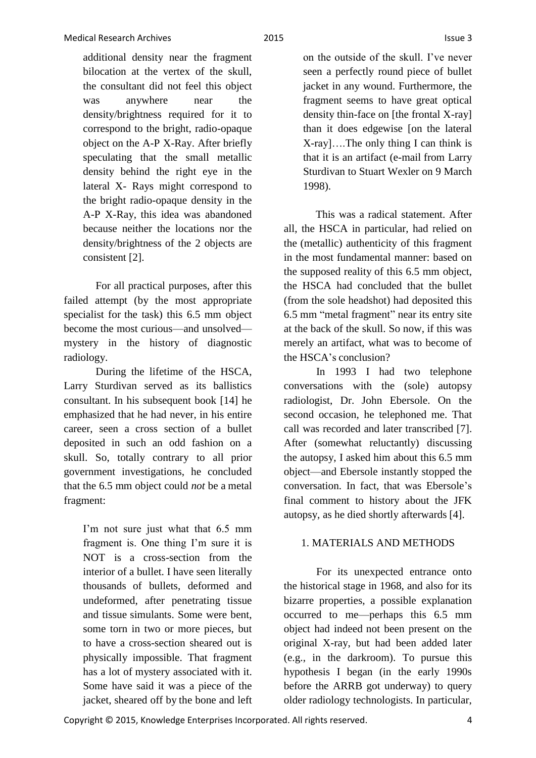additional density near the fragment bilocation at the vertex of the skull, the consultant did not feel this object was anywhere near the density/brightness required for it to correspond to the bright, radio-opaque object on the A-P X-Ray. After briefly speculating that the small metallic density behind the right eye in the lateral X- Rays might correspond to the bright radio-opaque density in the A-P X-Ray, this idea was abandoned because neither the locations nor the density/brightness of the 2 objects are consistent [2].

For all practical purposes, after this failed attempt (by the most appropriate specialist for the task) this 6.5 mm object become the most curious—and unsolved—mystery in the history of diagnostic radiology.

During the lifetime of the HSCA, Larry Sturdivan served as its ballistics consultant. In his subsequent book [14] he emphasized that he had never, in his entire career, seen a cross section of a bullet deposited in such an odd fashion on a skull. So, totally contrary to all prior government investigations, he concluded that the 6.5 mm object could *not* be a metal fragment:

> I'm not sure just what that 6.5 mm fragment is. One thing I'm sure it is NOT is a cross-section from the interior of a bullet. I have seen literally thousands of bullets, deformed and undeformed, after penetrating tissue and tissue simulants. Some were bent, some torn in two or more pieces, but to have a cross-section sheared out is physically impossible. That fragment has a lot of mystery associated with it. Some have said it was a piece of the jacket, sheared off by the bone and left on the outside of the skull. I've never seen a perfectly round piece of bullet jacket in any wound. Furthermore, the fragment seems to have great optical density thin-face on [the frontal X-ray] than it does edgewise [on the lateral X-ray]….The only thing I can think is that it is an artifact (e-mail from Larry Sturdivan to Stuart Wexler on 9 March 1998).

This was a radical statement. After all, the HSCA in particular, had relied on the (metallic) authenticity of this fragment in the most fundamental manner: based on the supposed reality of this 6.5 mm object, the HSCA had concluded that the bullet (from the sole headshot) had deposited this 6.5 mm "metal fragment" near its entry site at the back of the skull. So now, if this was merely an artifact, what was to become of the HSCA's conclusion?

In 1993 I had two telephone conversations with the (sole) autopsy radiologist, Dr. John Ebersole. On the second occasion, he telephoned me. That call was recorded and later transcribed [7]. After (somewhat reluctantly) discussing the autopsy, I asked him about this 6.5 mm object—and Ebersole instantly stopped the conversation. In fact, that was Ebersole's final comment to history about the JFK autopsy, as he died shortly afterwards [4].

## 1. MATERIALS AND METHODS

For its unexpected entrance onto the historical stage in 1968, and also for its bizarre properties, a possible explanation occurred to me—perhaps this 6.5 mm object had indeed not been present on the original X-ray, but had been added later (e.g., in the darkroom). To pursue this hypothesis I began (in the early 1990s before the ARRB got underway) to query older radiology technologists. In particular,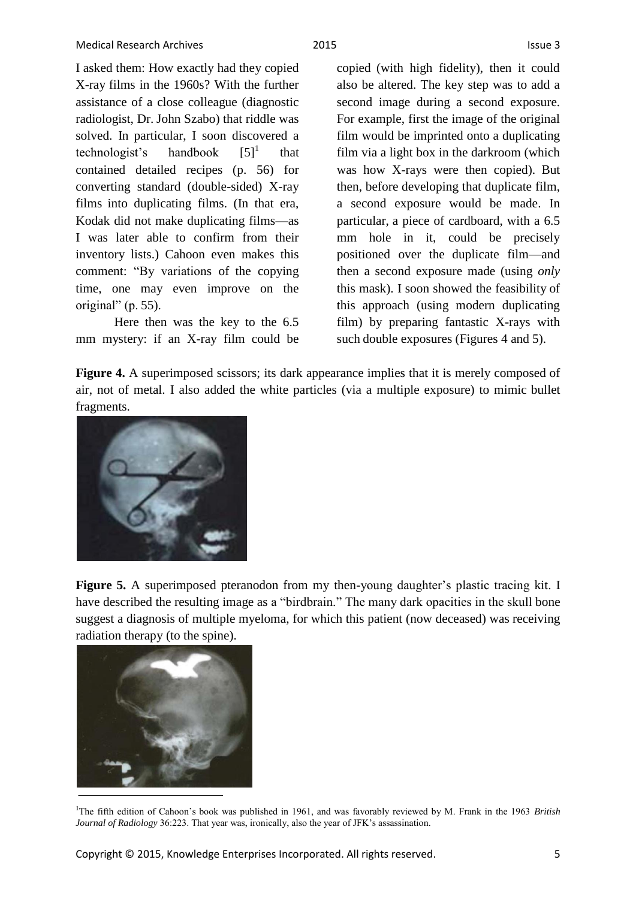I asked them: How exactly had they copied X-ray films in the 1960s? With the further assistance of a close colleague (diagnostic radiologist, Dr. John Szabo) that riddle was solved. In particular, I soon discovered a technologist's handbook [5][1] that contained detailed recipes (p. 56) for converting standard (double-sided) X-ray films into duplicating films. (In that era, Kodak did not make duplicating films—as I was later able to confirm from their inventory lists.) Cahoon even makes this comment: "By variations of the copying time, one may even improve on the original" (p. 55).

Here then was the key to the 6.5 mm mystery: if an X-ray film could be copied (with high fidelity), then it could also be altered. The key step was to add a second image during a second exposure. For example, first the image of the original film would be imprinted onto a duplicating film via a light box in the darkroom (which was how X-rays were then copied). But then, before developing that duplicate film, a second exposure would be made. In particular, a piece of cardboard, with a 6.5 mm hole in it, could be precisely positioned over the duplicate film—and then a second exposure made (using *only* this mask). I soon showed the feasibility of this approach (using modern duplicating film) by preparing fantastic X-rays with such double exposures (Figures 4 and 5).

**Figure 4.** A superimposed scissors; its dark appearance implies that it is merely composed of air, not of metal. I also added the white particles (via a multiple exposure) to mimic bullet fragments.

**Figure 5.** A superimposed pteranodon from my then-young daughter's plastic tracing kit. I have described the resulting image as a "birdbrain." The many dark opacities in the skull bone suggest a diagnosis of multiple myeloma, for which this patient (now deceased) was receiving radiation therapy (to the spine).

[1] The fifth edition of Cahoon's book was published in 1961, and was favorably reviewed by M. Frank in the 1963 *British Journal of Radiology* 36:223. That year was, ironically, also the year of JFK's assassination.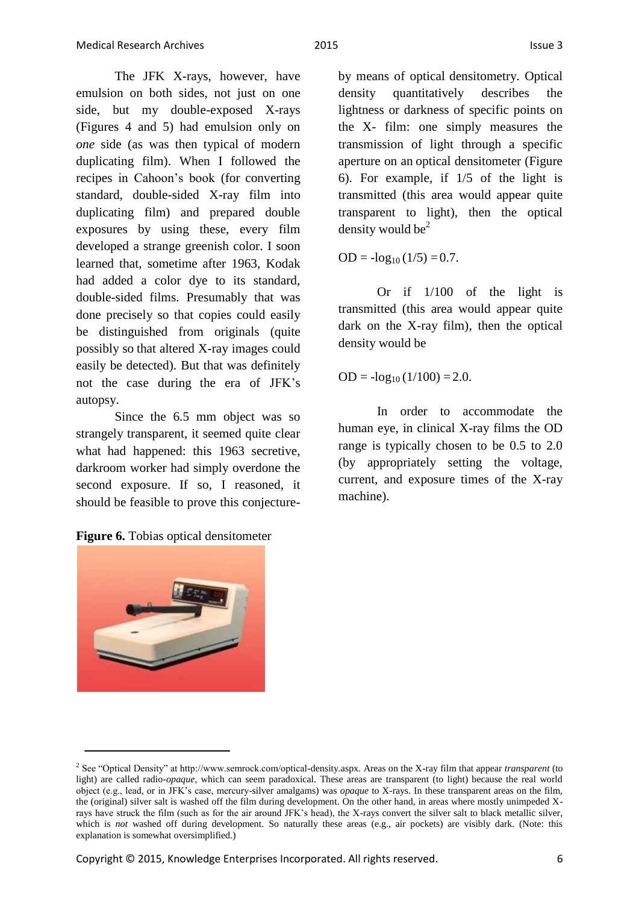The JFK X-rays, however, have emulsion on both sides, not just on one side, but my double-exposed X-rays (Figures 4 and 5) had emulsion only on *one* side (as was then typical of modern duplicating film). When I followed the recipes in Cahoon's book (for converting standard, double-sided X-ray film into duplicating film) and prepared double exposures by using these, every film developed a strange greenish color. I soon learned that, sometime after 1963, Kodak had added a color dye to its standard, double-sided films. Presumably that was done precisely so that copies could easily be distinguished from originals (quite possibly so that altered X-ray images could easily be detected). But that was definitely not the case during the era of JFK's autopsy.

Since the 6.5 mm object was so strangely transparent, it seemed quite clear what had happened: this 1963 secretive, darkroom worker had simply overdone the second exposure. If so, I reasoned, it should be feasible to prove this conjecture-by means of optical densitometry. Optical density quantitatively describes the lightness or darkness of specific points on the X- film: one simply measures the transmission of light through a specific aperture on an optical densitometer (Figure 6). For example, if 1/5 of the light is transmitted (this area would appear quite transparent to light), then the optical density would be[2]

$$OD = -\log_{10}(1/5) = 0.7.$$

Or if 1/100 of the light is transmitted (this area would appear quite dark on the X-ray film), then the optical density would be

$$OD = -\log_{10}(1/100) = 2.0.$$

In order to accommodate the human eye, in clinical X-ray films the OD range is typically chosen to be 0.5 to 2.0 (by appropriately setting the voltage, current, and exposure times of the X-ray machine).

**Figure 6.** Tobias optical densitometer

[2] See "Optical Density" at http://www.semrock.com/optical-density.aspx. Areas on the X-ray film that appear *transparent* (to light) are called radio-*opaque*, which can seem paradoxical. These areas are transparent (to light) because the real world object (e.g., lead, or in JFK's case, mercury-silver amalgams) was *opaque* to X-rays. In these transparent areas on the film, the (original) silver salt is washed off the film during development. On the other hand, in areas where mostly unimpeded X-rays have struck the film (such as for the air around JFK's head), the X-rays convert the silver salt to black metallic silver, which is *not* washed off during development. So naturally these areas (e.g., air pockets) are visibly dark. (Note: this explanation is somewhat oversimplified.)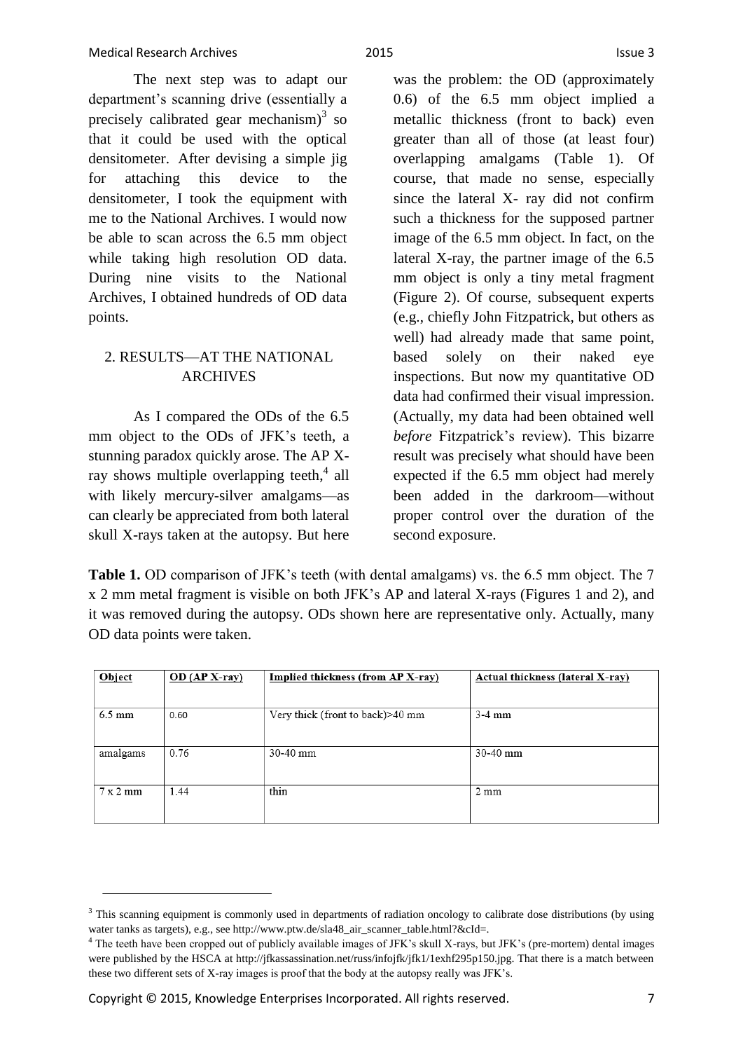The next step was to adapt our department's scanning drive (essentially a precisely calibrated gear mechanism)[3] so that it could be used with the optical densitometer. After devising a simple jig for attaching this device to the densitometer, I took the equipment with me to the National Archives. I would now be able to scan across the 6.5 mm object while taking high resolution OD data. During nine visits to the National Archives, I obtained hundreds of OD data points.

## 2. RESULTS—AT THE NATIONAL ARCHIVES

As I compared the ODs of the 6.5 mm object to the ODs of JFK's teeth, a stunning paradox quickly arose. The AP X-ray shows multiple overlapping teeth,[4] all with likely mercury-silver amalgams—as can clearly be appreciated from both lateral skull X-rays taken at the autopsy. But here was the problem: the OD (approximately 0.6) of the 6.5 mm object implied a metallic thickness (front to back) even greater than all of those (at least four) overlapping amalgams (Table 1). Of course, that made no sense, especially since the lateral X- ray did not confirm such a thickness for the supposed partner image of the 6.5 mm object. In fact, on the lateral X-ray, the partner image of the 6.5 mm object is only a tiny metal fragment (Figure 2). Of course, subsequent experts (e.g., chiefly John Fitzpatrick, but others as well) had already made that same point, based solely on their naked eye inspections. But now my quantitative OD data had confirmed their visual impression. (Actually, my data had been obtained well *before* Fitzpatrick's review). This bizarre result was precisely what should have been expected if the 6.5 mm object had merely been added in the darkroom—without proper control over the duration of the second exposure.

**Table 1.** OD comparison of JFK's teeth (with dental amalgams) vs. the 6.5 mm object. The 7 x 2 mm metal fragment is visible on both JFK's AP and lateral X-rays (Figures 1 and 2), and it was removed during the autopsy. ODs shown here are representative only. Actually, many OD data points were taken.

| Object | OD (AP X-ray) | Implied thickness (from AP X-ray) | Actual thickness (lateral X-ray) |
|---|---|---|---|
| 6.5 mm | 0.60 | Very thick (front to back)>40 mm | 3-4 mm |
| amalgams | 0.76 | 30-40 mm | 30-40 mm |
| 7 x 2 mm | 1.44 | thin | 2 mm |

[3] This scanning equipment is commonly used in departments of radiation oncology to calibrate dose distributions (by using water tanks as targets), e.g., see http://www.ptw.de/sla48_air_scanner_table.html?&cId=.

[4] The teeth have been cropped out of publicly available images of JFK's skull X-rays, but JFK's (pre-mortem) dental images were published by the HSCA at http://jfkassassination.net/russ/infojfk/jfk1/1exhf295p150.jpg. That there is a match between these two different sets of X-ray images is proof that the body at the autopsy really was JFK's.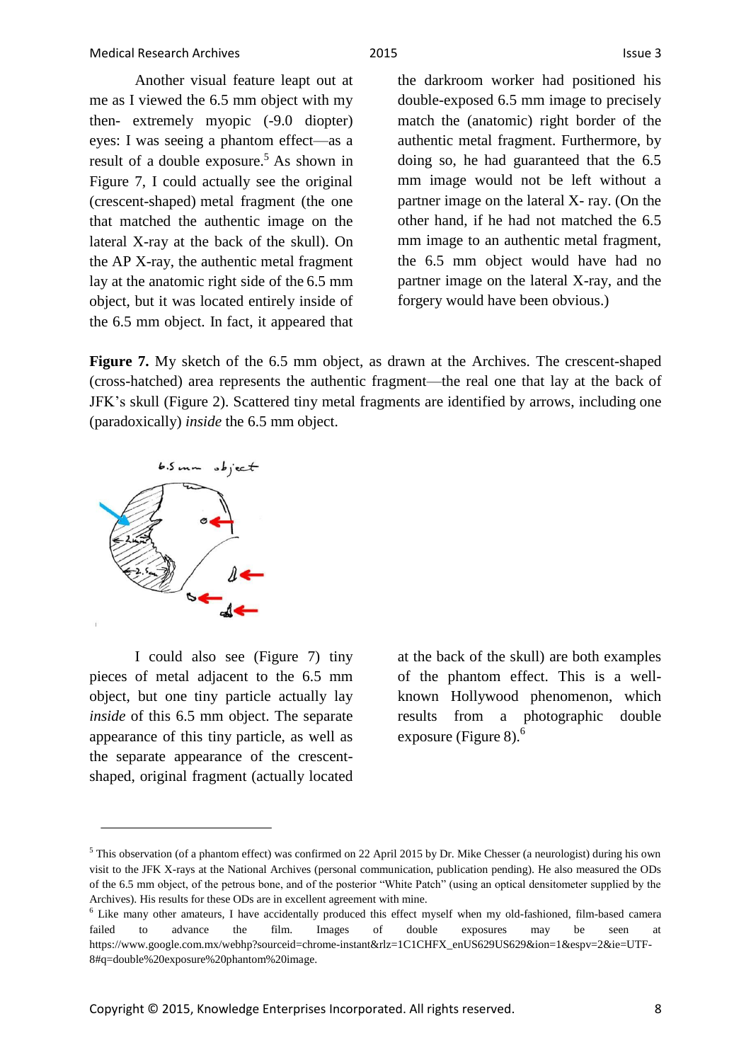Another visual feature leapt out at me as I viewed the 6.5 mm object with my then- extremely myopic (-9.0 diopter) eyes: I was seeing a phantom effect—as a result of a double exposure.[5] As shown in Figure 7, I could actually see the original (crescent-shaped) metal fragment (the one that matched the authentic image on the lateral X-ray at the back of the skull). On the AP X-ray, the authentic metal fragment lay at the anatomic right side of the 6.5 mm object, but it was located entirely inside of the 6.5 mm object. In fact, it appeared that the darkroom worker had positioned his double-exposed 6.5 mm image to precisely match the (anatomic) right border of the authentic metal fragment. Furthermore, by doing so, he had guaranteed that the 6.5 mm image would not be left without a partner image on the lateral X- ray. (On the other hand, if he had not matched the 6.5 mm image to an authentic metal fragment, the 6.5 mm object would have had no partner image on the lateral X-ray, and the forgery would have been obvious.)

**Figure 7.** My sketch of the 6.5 mm object, as drawn at the Archives. The crescent-shaped (cross-hatched) area represents the authentic fragment—the real one that lay at the back of JFK's skull (Figure 2). Scattered tiny metal fragments are identified by arrows, including one (paradoxically) *inside* the 6.5 mm object.

I could also see (Figure 7) tiny pieces of metal adjacent to the 6.5 mm object, but one tiny particle actually lay *inside* of this 6.5 mm object. The separate appearance of this tiny particle, as well as the separate appearance of the crescent-shaped, original fragment (actually located at the back of the skull) are both examples of the phantom effect. This is a well-known Hollywood phenomenon, which results from a photographic double exposure (Figure 8).[6]

---

[5] This observation (of a phantom effect) was confirmed on 22 April 2015 by Dr. Mike Chesser (a neurologist) during his own visit to the JFK X-rays at the National Archives (personal communication, publication pending). He also measured the ODs of the 6.5 mm object, of the petrous bone, and of the posterior "White Patch" (using an optical densitometer supplied by the Archives). His results for these ODs are in excellent agreement with mine.

[6] Like many other amateurs, I have accidentally produced this effect myself when my old-fashioned, film-based camera failed to advance the film. Images of double exposures may be seen at https://www.google.com.mx/webhp?sourceid=chrome-instant&rlz=1C1CHFX_enUS629US629&ion=1&espv=2&ie=UTF-8#q=double%20exposure%20phantom%20image.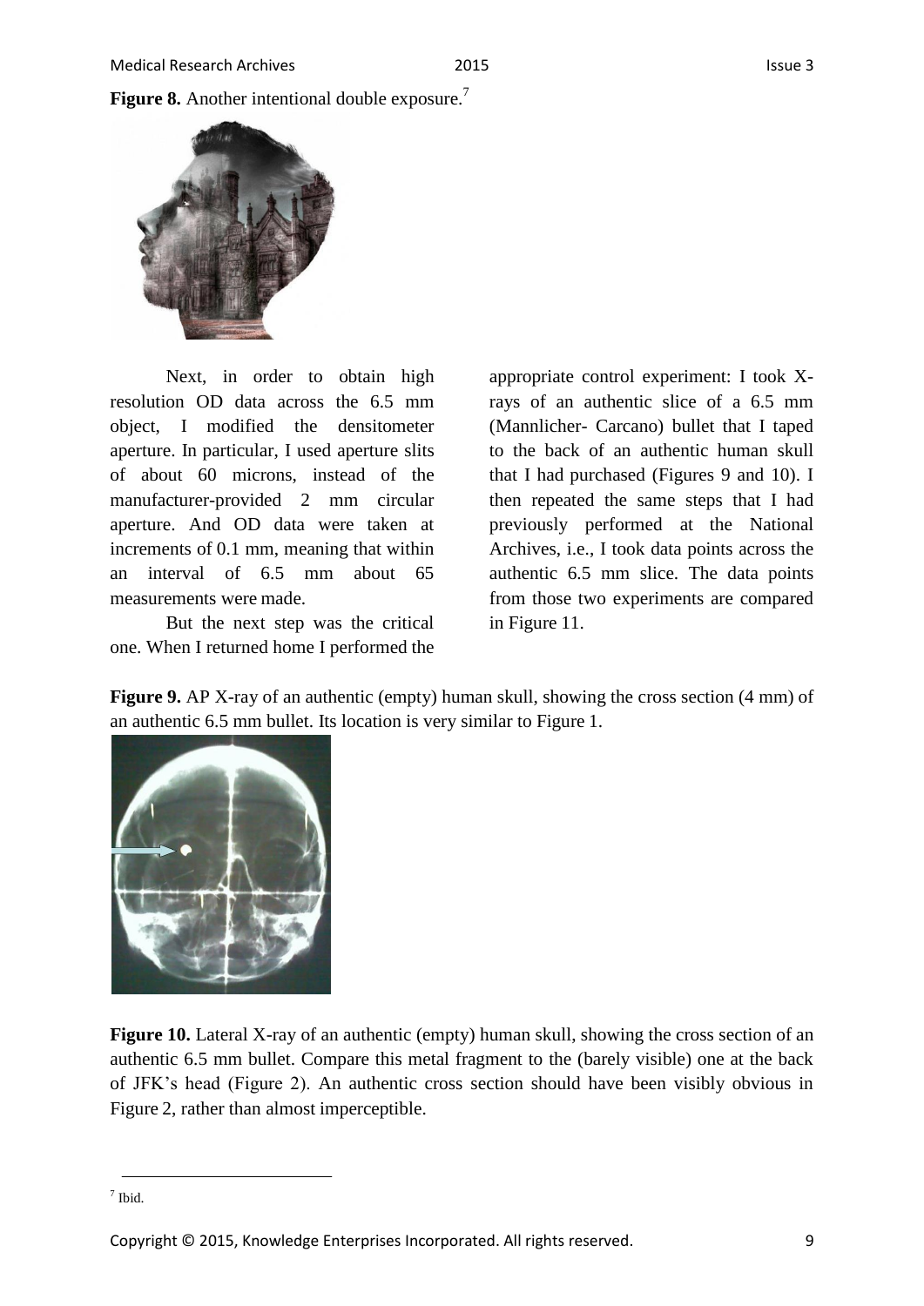**Figure 8.** Another intentional double exposure.[7]

Next, in order to obtain high resolution OD data across the 6.5 mm object, I modified the densitometer aperture. In particular, I used aperture slits of about 60 microns, instead of the manufacturer-provided 2 mm circular aperture. And OD data were taken at increments of 0.1 mm, meaning that within an interval of 6.5 mm about 65 measurements were made.

But the next step was the critical one. When I returned home I performed the appropriate control experiment: I took X-rays of an authentic slice of a 6.5 mm (Mannlicher- Carcano) bullet that I taped to the back of an authentic human skull that I had purchased (Figures 9 and 10). I then repeated the same steps that I had previously performed at the National Archives, i.e., I took data points across the authentic 6.5 mm slice. The data points from those two experiments are compared in Figure 11.

**Figure 9.** AP X-ray of an authentic (empty) human skull, showing the cross section (4 mm) of an authentic 6.5 mm bullet. Its location is very similar to Figure 1.

**Figure 10.** Lateral X-ray of an authentic (empty) human skull, showing the cross section of an authentic 6.5 mm bullet. Compare this metal fragment to the (barely visible) one at the back of JFK's head (Figure 2). An authentic cross section should have been visibly obvious in Figure 2, rather than almost imperceptible.

[7] Ibid.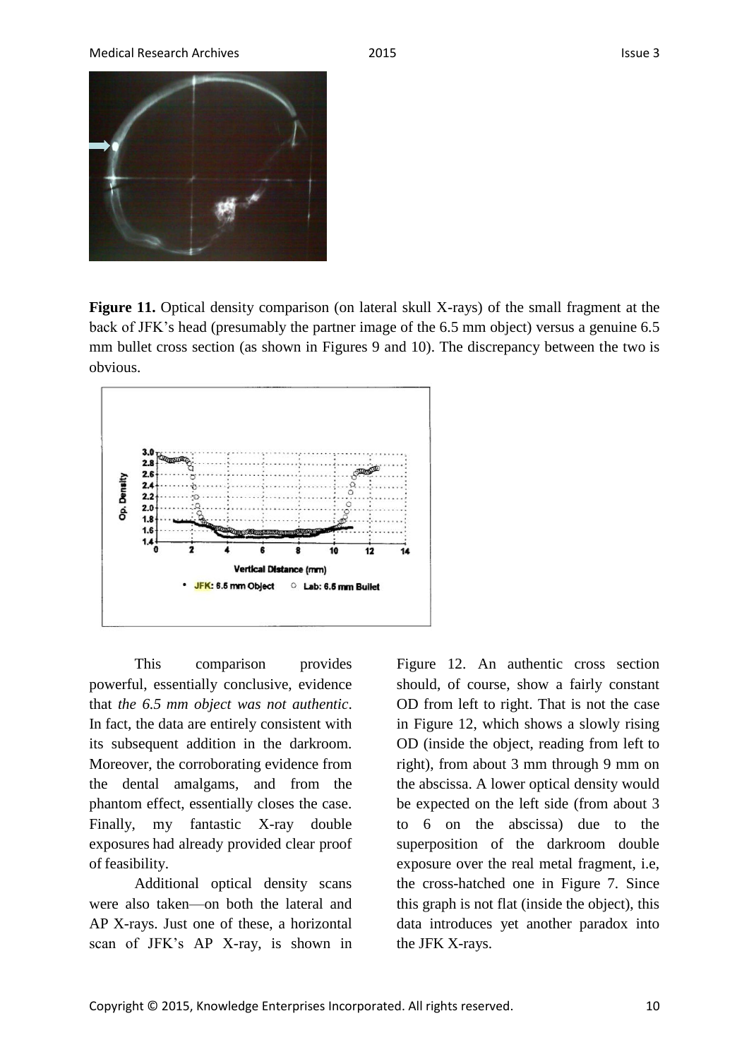**Figure 11.** Optical density comparison (on lateral skull X-rays) of the small fragment at the back of JFK's head (presumably the partner image of the 6.5 mm object) versus a genuine 6.5 mm bullet cross section (as shown in Figures 9 and 10). The discrepancy between the two is obvious.

This comparison provides powerful, essentially conclusive, evidence that *the 6.5 mm object was not authentic*. In fact, the data are entirely consistent with its subsequent addition in the darkroom. Moreover, the corroborating evidence from the dental amalgams, and from the phantom effect, essentially closes the case. Finally, my fantastic X-ray double exposures had already provided clear proof of feasibility.

Additional optical density scans were also taken—on both the lateral and AP X-rays. Just one of these, a horizontal scan of JFK's AP X-ray, is shown in Figure 12. An authentic cross section should, of course, show a fairly constant OD from left to right. That is not the case in Figure 12, which shows a slowly rising OD (inside the object, reading from left to right), from about 3 mm through 9 mm on the abscissa. A lower optical density would be expected on the left side (from about 3 to 6 on the abscissa) due to the superposition of the darkroom double exposure over the real metal fragment, i.e, the cross-hatched one in Figure 7. Since this graph is not flat (inside the object), this data introduces yet another paradox into the JFK X-rays.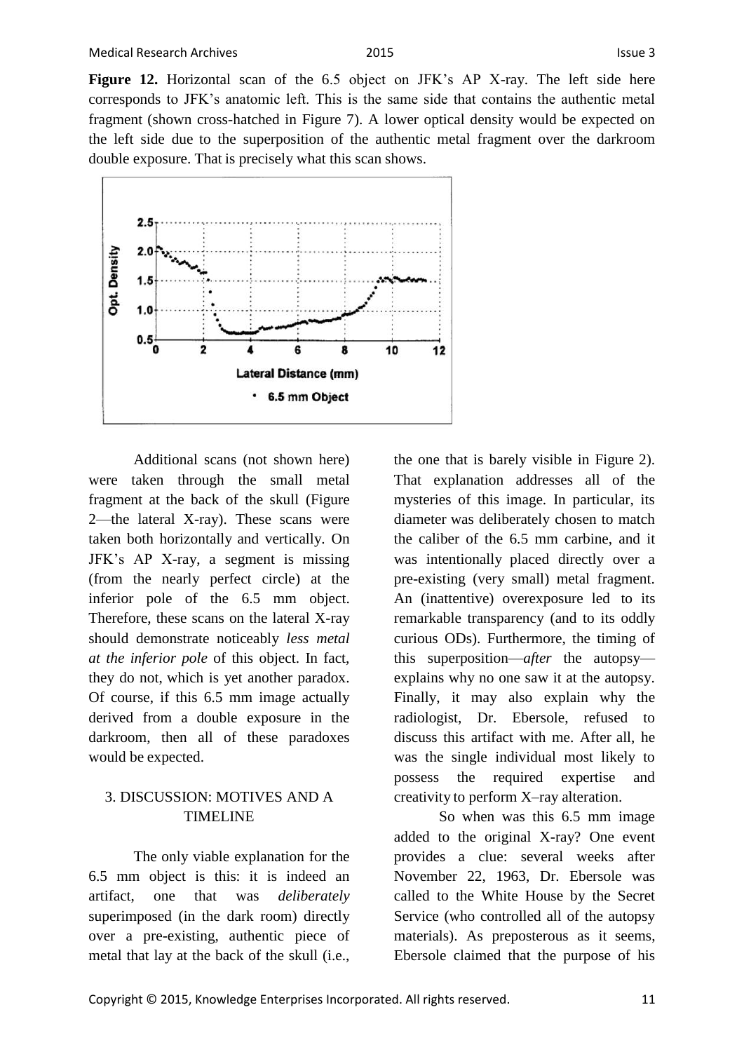**Figure 12.** Horizontal scan of the 6.5 object on JFK's AP X-ray. The left side here corresponds to JFK's anatomic left. This is the same side that contains the authentic metal fragment (shown cross-hatched in Figure 7). A lower optical density would be expected on the left side due to the superposition of the authentic metal fragment over the darkroom double exposure. That is precisely what this scan shows.

Additional scans (not shown here) were taken through the small metal fragment at the back of the skull (Figure 2—the lateral X-ray). These scans were taken both horizontally and vertically. On JFK's AP X-ray, a segment is missing (from the nearly perfect circle) at the inferior pole of the 6.5 mm object. Therefore, these scans on the lateral X-ray should demonstrate noticeably *less metal at the inferior pole* of this object. In fact, they do not, which is yet another paradox. Of course, if this 6.5 mm image actually derived from a double exposure in the darkroom, then all of these paradoxes would be expected.

## 3. DISCUSSION: MOTIVES AND A TIMELINE

The only viable explanation for the 6.5 mm object is this: it is indeed an artifact, one that was *deliberately* superimposed (in the dark room) directly over a pre-existing, authentic piece of metal that lay at the back of the skull (i.e., the one that is barely visible in Figure 2). That explanation addresses all of the mysteries of this image. In particular, its diameter was deliberately chosen to match the caliber of the 6.5 mm carbine, and it was intentionally placed directly over a pre-existing (very small) metal fragment. An (inattentive) overexposure led to its remarkable transparency (and to its oddly curious ODs). Furthermore, the timing of this superposition—*after* the autopsy—explains why no one saw it at the autopsy. Finally, it may also explain why the radiologist, Dr. Ebersole, refused to discuss this artifact with me. After all, he was the single individual most likely to possess the required expertise and creativity to perform X–ray alteration.

So when was this 6.5 mm image added to the original X-ray? One event provides a clue: several weeks after November 22, 1963, Dr. Ebersole was called to the White House by the Secret Service (who controlled all of the autopsy materials). As preposterous as it seems, Ebersole claimed that the purpose of his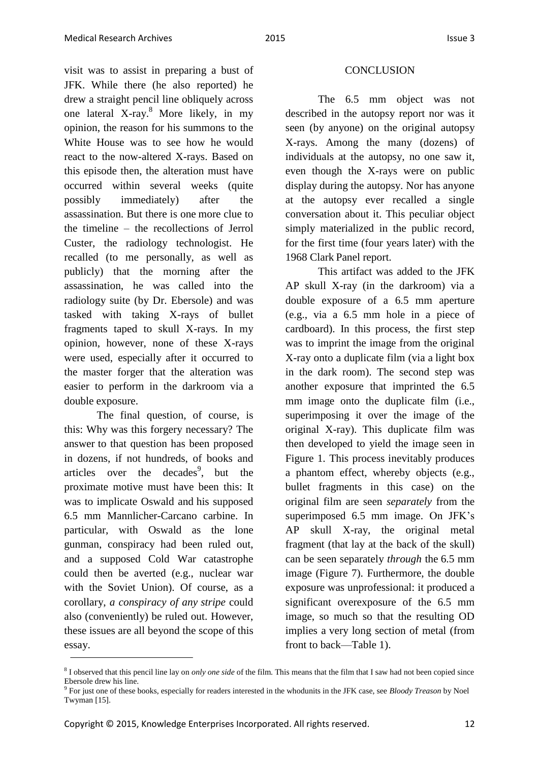visit was to assist in preparing a bust of JFK. While there (he also reported) he drew a straight pencil line obliquely across one lateral X-ray.[8] More likely, in my opinion, the reason for his summons to the White House was to see how he would react to the now-altered X-rays. Based on this episode then, the alteration must have occurred within several weeks (quite possibly immediately) after the assassination. But there is one more clue to the timeline – the recollections of Jerrol Custer, the radiology technologist. He recalled (to me personally, as well as publicly) that the morning after the assassination, he was called into the radiology suite (by Dr. Ebersole) and was tasked with taking X-rays of bullet fragments taped to skull X-rays. In my opinion, however, none of these X-rays were used, especially after it occurred to the master forger that the alteration was easier to perform in the darkroom via a double exposure.

The final question, of course, is this: Why was this forgery necessary? The answer to that question has been proposed in dozens, if not hundreds, of books and articles over the decades[9], but the proximate motive must have been this: It was to implicate Oswald and his supposed 6.5 mm Mannlicher-Carcano carbine. In particular, with Oswald as the lone gunman, conspiracy had been ruled out, and a supposed Cold War catastrophe could then be averted (e.g., nuclear war with the Soviet Union). Of course, as a corollary, *a conspiracy of any stripe* could also (conveniently) be ruled out. However, these issues are all beyond the scope of this essay.

## CONCLUSION

The 6.5 mm object was not described in the autopsy report nor was it seen (by anyone) on the original autopsy X-rays. Among the many (dozens) of individuals at the autopsy, no one saw it, even though the X-rays were on public display during the autopsy. Nor has anyone at the autopsy ever recalled a single conversation about it. This peculiar object simply materialized in the public record, for the first time (four years later) with the 1968 Clark Panel report.

This artifact was added to the JFK AP skull X-ray (in the darkroom) via a double exposure of a 6.5 mm aperture (e.g., via a 6.5 mm hole in a piece of cardboard). In this process, the first step was to imprint the image from the original X-ray onto a duplicate film (via a light box in the dark room). The second step was another exposure that imprinted the 6.5 mm image onto the duplicate film (i.e., superimposing it over the image of the original X-ray). This duplicate film was then developed to yield the image seen in Figure 1. This process inevitably produces a phantom effect, whereby objects (e.g., bullet fragments in this case) on the original film are seen *separately* from the superimposed 6.5 mm image. On JFK's AP skull X-ray, the original metal fragment (that lay at the back of the skull) can be seen separately *through* the 6.5 mm image (Figure 7). Furthermore, the double exposure was unprofessional: it produced a significant overexposure of the 6.5 mm image, so much so that the resulting OD implies a very long section of metal (from front to back—Table 1).

---

[8] I observed that this pencil line lay on *only one side* of the film. This means that the film that I saw had not been copied since Ebersole drew his line.

[9] For just one of these books, especially for readers interested in the whodunits in the JFK case, see *Bloody Treason* by Noel Twyman [15].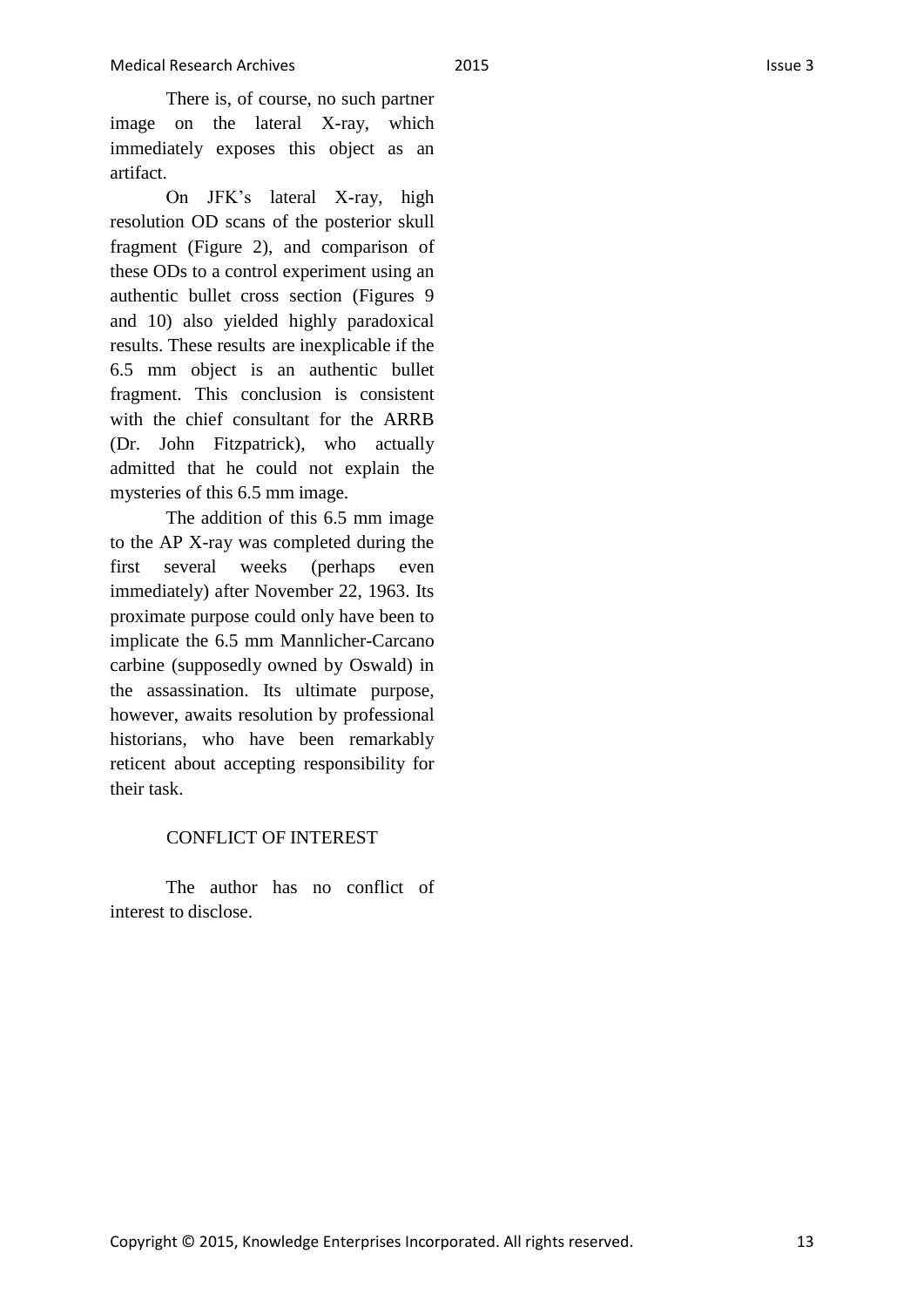There is, of course, no such partner image on the lateral X-ray, which immediately exposes this object as an artifact.

On JFK's lateral X-ray, high resolution OD scans of the posterior skull fragment (Figure 2), and comparison of these ODs to a control experiment using an authentic bullet cross section (Figures 9 and 10) also yielded highly paradoxical results. These results are inexplicable if the 6.5 mm object is an authentic bullet fragment. This conclusion is consistent with the chief consultant for the ARRB (Dr. John Fitzpatrick), who actually admitted that he could not explain the mysteries of this 6.5 mm image.

The addition of this 6.5 mm image to the AP X-ray was completed during the first several weeks (perhaps even immediately) after November 22, 1963. Its proximate purpose could only have been to implicate the 6.5 mm Mannlicher-Carcano carbine (supposedly owned by Oswald) in the assassination. Its ultimate purpose, however, awaits resolution by professional historians, who have been remarkably reticent about accepting responsibility for their task.

## CONFLICT OF INTEREST

The author has no conflict of interest to disclose.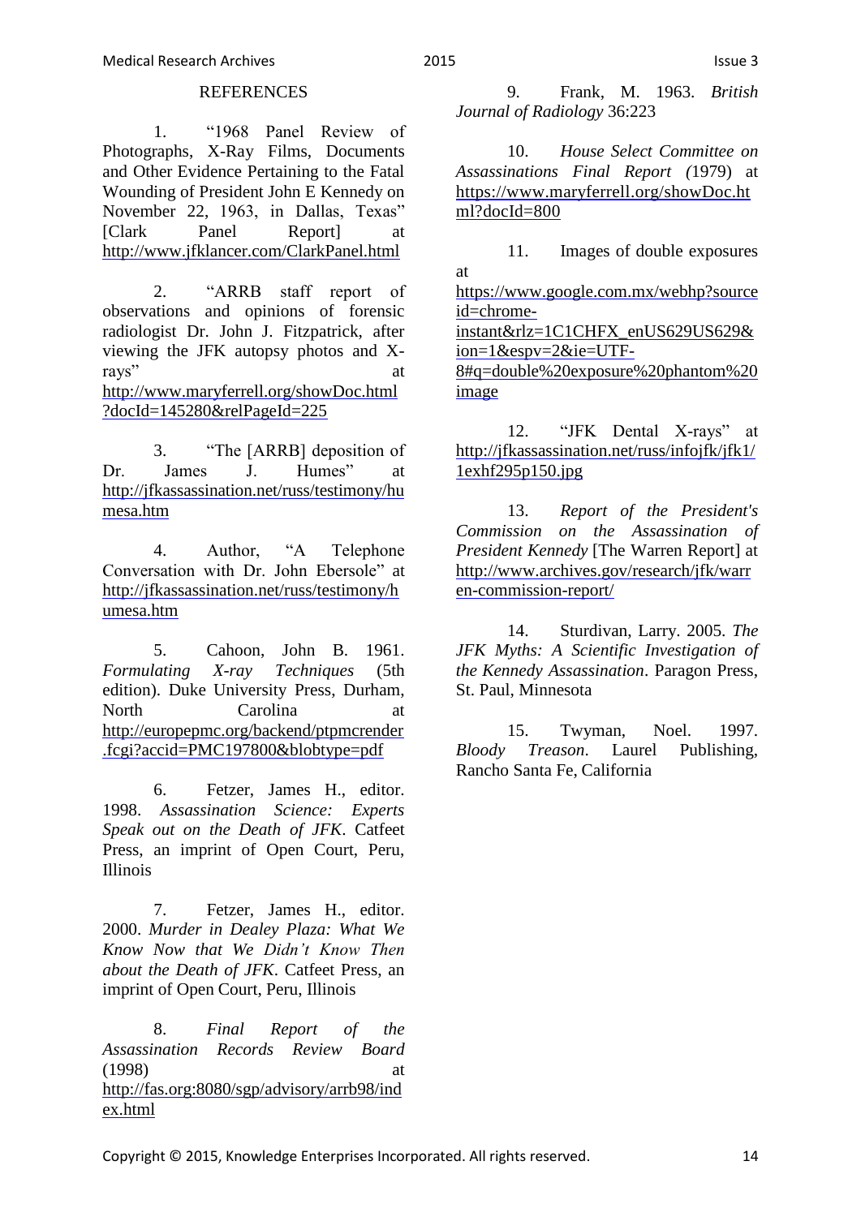## REFERENCES

1. "1968 Panel Review of Photographs, X-Ray Films, Documents and Other Evidence Pertaining to the Fatal Wounding of President John E Kennedy on November 22, 1963, in Dallas, Texas" [Clark Panel Report] at http://www.jfklancer.com/ClarkPanel.html

2. "ARRB staff report of observations and opinions of forensic radiologist Dr. John J. Fitzpatrick, after viewing the JFK autopsy photos and X-rays" at http://www.maryferrell.org/showDoc.html?docId=145280&relPageId=225

3. "The [ARRB] deposition of Dr. James J. Humes" at http://jfkassassination.net/russ/testimony/humesa.htm

4. Author, "A Telephone Conversation with Dr. John Ebersole" at http://jfkassassination.net/russ/testimony/humesa.htm

5. Cahoon, John B. 1961. *Formulating X-ray Techniques* (5th edition). Duke University Press, Durham, North Carolina at http://europepmc.org/backend/ptpmcrender.fcgi?accid=PMC197800&blobtype=pdf

6. Fetzer, James H., editor. 1998. *Assassination Science: Experts Speak out on the Death of JFK*. Catfeet Press, an imprint of Open Court, Peru, Illinois

7. Fetzer, James H., editor. 2000. *Murder in Dealey Plaza: What We Know Now that We Didn't Know Then about the Death of JFK*. Catfeet Press, an imprint of Open Court, Peru, Illinois

8. *Final Report of the Assassination Records Review Board* (1998) at http://fas.org:8080/sgp/advisory/arrb98/index.html

9. Frank, M. 1963. *British Journal of Radiology* 36:223

10. *House Select Committee on Assassinations Final Report (*1979) at https://www.maryferrell.org/showDoc.html?docId=800

11. Images of double exposures at https://www.google.com.mx/webhp?sourceid=chrome-instant&rlz=1C1CHFX_enUS629US629&ion=1&espv=2&ie=UTF-8#q=double%20exposure%20phantom%20image

12. "JFK Dental X-rays" at http://jfkassassination.net/russ/infojfk/jfk1/1exhf295p150.jpg

13. *Report of the President's Commission on the Assassination of President Kennedy* [The Warren Report] at http://www.archives.gov/research/jfk/warren-commission-report/

14. Sturdivan, Larry. 2005. *The JFK Myths: A Scientific Investigation of the Kennedy Assassination*. Paragon Press, St. Paul, Minnesota

15. Twyman, Noel. 1997. *Bloody Treason*. Laurel Publishing, Rancho Santa Fe, California

Copyright © 2015, Knowledge Enterprises Incorporated. All rights reserved.